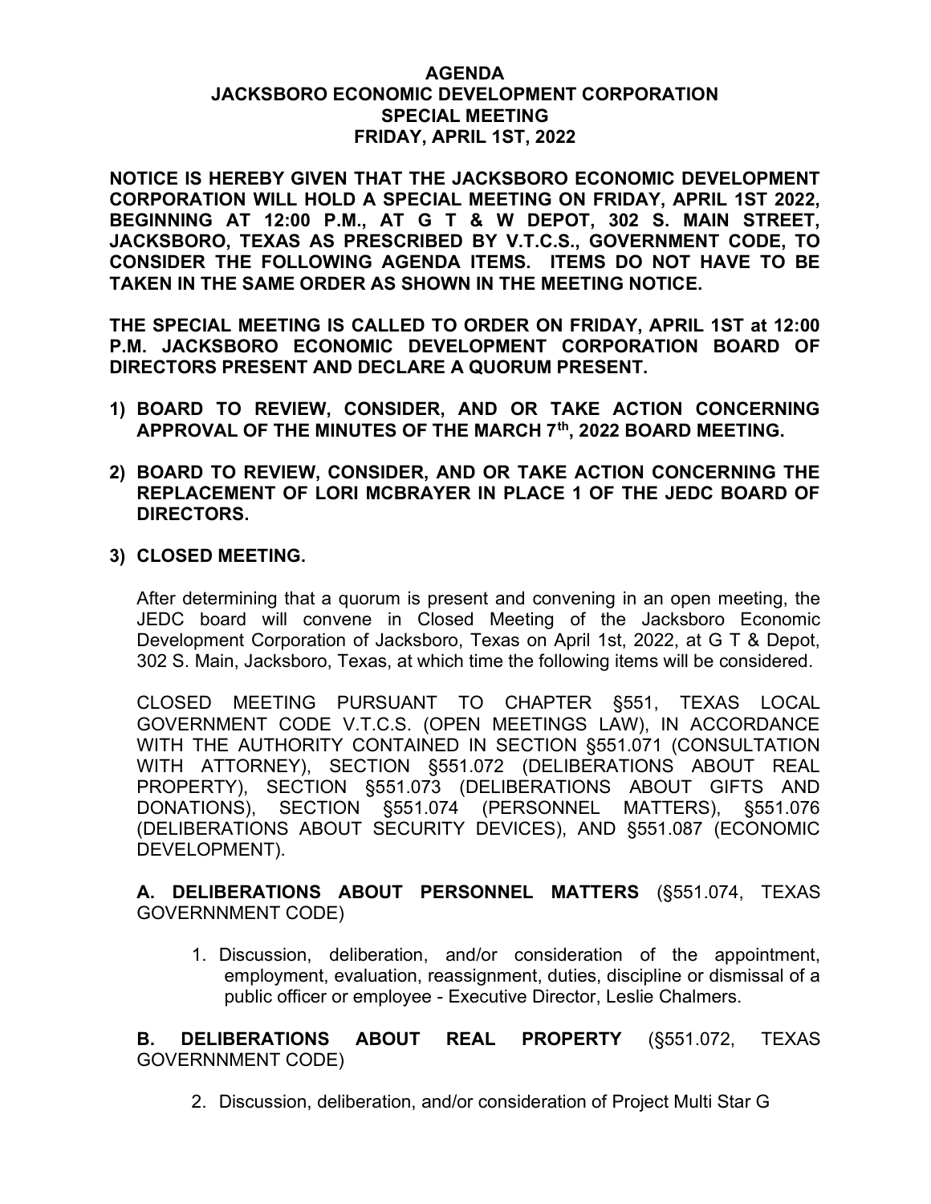# AGENDA
# JACKSBORO ECONOMIC DEVELOPMENT CORPORATION
# SPECIAL MEETING
# FRIDAY, APRIL 1ST, 2022

**NOTICE IS HEREBY GIVEN THAT THE JACKSBORO ECONOMIC DEVELOPMENT CORPORATION WILL HOLD A SPECIAL MEETING ON FRIDAY, APRIL 1ST 2022, BEGINNING AT 12:00 P.M., AT G T & W DEPOT, 302 S. MAIN STREET, JACKSBORO, TEXAS AS PRESCRIBED BY V.T.C.S., GOVERNMENT CODE, TO CONSIDER THE FOLLOWING AGENDA ITEMS. ITEMS DO NOT HAVE TO BE TAKEN IN THE SAME ORDER AS SHOWN IN THE MEETING NOTICE.**

**THE SPECIAL MEETING IS CALLED TO ORDER ON FRIDAY, APRIL 1ST at 12:00 P.M. JACKSBORO ECONOMIC DEVELOPMENT CORPORATION BOARD OF DIRECTORS PRESENT AND DECLARE A QUORUM PRESENT.**

1) **BOARD TO REVIEW, CONSIDER, AND OR TAKE ACTION CONCERNING APPROVAL OF THE MINUTES OF THE MARCH 7th, 2022 BOARD MEETING.**

2) **BOARD TO REVIEW, CONSIDER, AND OR TAKE ACTION CONCERNING THE REPLACEMENT OF LORI MCBRAYER IN PLACE 1 OF THE JEDC BOARD OF DIRECTORS.**

3) **CLOSED MEETING.**

After determining that a quorum is present and convening in an open meeting, the JEDC board will convene in Closed Meeting of the Jacksboro Economic Development Corporation of Jacksboro, Texas on April 1st, 2022, at G T & Depot, 302 S. Main, Jacksboro, Texas, at which time the following items will be considered.

CLOSED MEETING PURSUANT TO CHAPTER §551, TEXAS LOCAL GOVERNMENT CODE V.T.C.S. (OPEN MEETINGS LAW), IN ACCORDANCE WITH THE AUTHORITY CONTAINED IN SECTION §551.071 (CONSULTATION WITH ATTORNEY), SECTION §551.072 (DELIBERATIONS ABOUT REAL PROPERTY), SECTION §551.073 (DELIBERATIONS ABOUT GIFTS AND DONATIONS), SECTION §551.074 (PERSONNEL MATTERS), §551.076 (DELIBERATIONS ABOUT SECURITY DEVICES), AND §551.087 (ECONOMIC DEVELOPMENT).

**A. DELIBERATIONS ABOUT PERSONNEL MATTERS** (§551.074, TEXAS GOVERNNMENT CODE)

1. Discussion, deliberation, and/or consideration of the appointment, employment, evaluation, reassignment, duties, discipline or dismissal of a public officer or employee - Executive Director, Leslie Chalmers.

**B. DELIBERATIONS ABOUT REAL PROPERTY** (§551.072, TEXAS GOVERNNMENT CODE)

2. Discussion, deliberation, and/or consideration of Project Multi Star G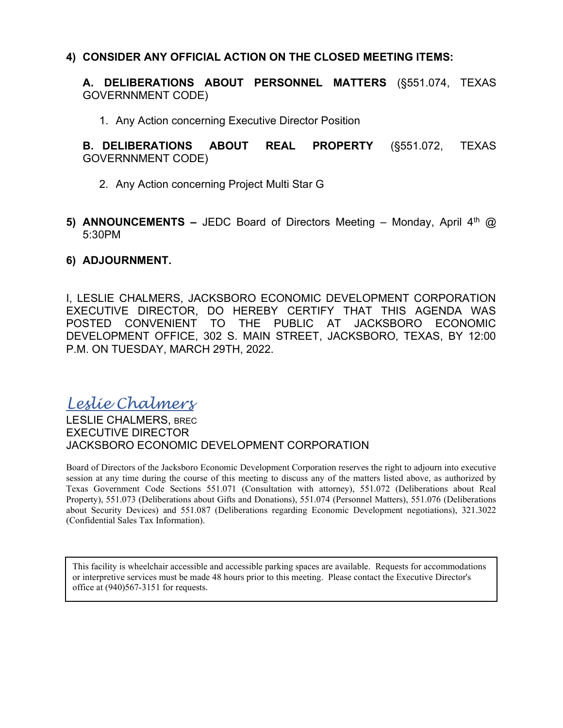**4) CONSIDER ANY OFFICIAL ACTION ON THE CLOSED MEETING ITEMS:**

**A. DELIBERATIONS ABOUT PERSONNEL MATTERS** (§551.074, TEXAS GOVERNNNMENT CODE)

1. Any Action concerning Executive Director Position

**B. DELIBERATIONS ABOUT REAL PROPERTY** (§551.072, TEXAS GOVERNNNMENT CODE)

2. Any Action concerning Project Multi Star G

**5) ANNOUNCEMENTS –** JEDC Board of Directors Meeting – Monday, April 4th @ 5:30PM

**6) ADJOURNMENT.**

I, LESLIE CHALMERS, JACKSBORO ECONOMIC DEVELOPMENT CORPORATION EXECUTIVE DIRECTOR, DO HEREBY CERTIFY THAT THIS AGENDA WAS POSTED CONVENIENT TO THE PUBLIC AT JACKSBORO ECONOMIC DEVELOPMENT OFFICE, 302 S. MAIN STREET, JACKSBORO, TEXAS, BY 12:00 P.M. ON TUESDAY, MARCH 29TH, 2022.

*Leslie Chalmers*

LESLIE CHALMERS, BREC
EXECUTIVE DIRECTOR
JACKSBORO ECONOMIC DEVELOPMENT CORPORATION

Board of Directors of the Jacksboro Economic Development Corporation reserves the right to adjourn into executive session at any time during the course of this meeting to discuss any of the matters listed above, as authorized by Texas Government Code Sections 551.071 (Consultation with attorney), 551.072 (Deliberations about Real Property), 551.073 (Deliberations about Gifts and Donations), 551.074 (Personnel Matters), 551.076 (Deliberations about Security Devices) and 551.087 (Deliberations regarding Economic Development negotiations), 321.3022 (Confidential Sales Tax Information).

This facility is wheelchair accessible and accessible parking spaces are available. Requests for accommodations or interpretive services must be made 48 hours prior to this meeting. Please contact the Executive Director's office at (940)567-3151 for requests.